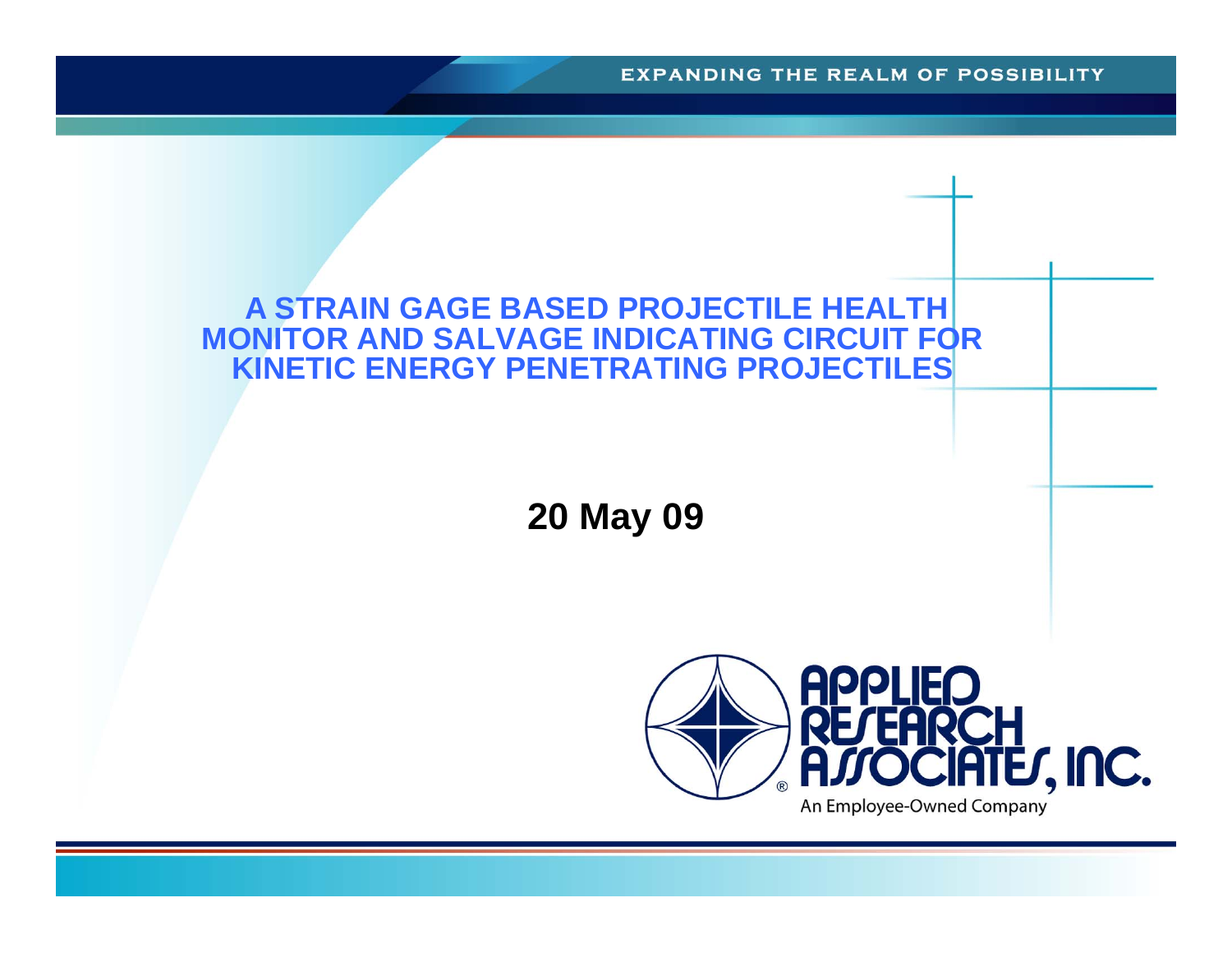# A STRAIN GAGE BASED PROJECTILE HEALTH MONITOR AND SALVAGE INDICATING CIRCUIT FOR KINETIC ENERGY PENETRATING PROJECTILES

**20 May 09**

APPLIED RESEARCH ASSOCIATES, INC.

An Employee-Owned Company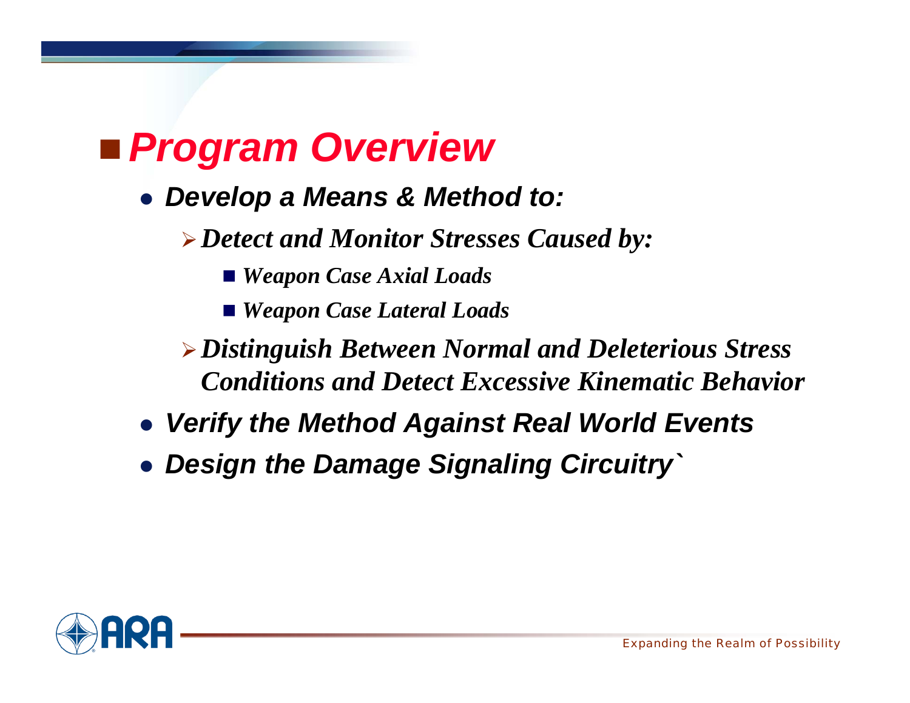## *Program Overview*

- ***Develop a Means & Method to:***
  - ***Detect and Monitor Stresses Caused by:***
    - ***Weapon Case Axial Loads***
    - ***Weapon Case Lateral Loads***
  - ***Distinguish Between Normal and Deleterious Stress Conditions and Detect Excessive Kinematic Behavior***
- ***Verify the Method Against Real World Events***
- ***Design the Damage Signaling Circuitry`***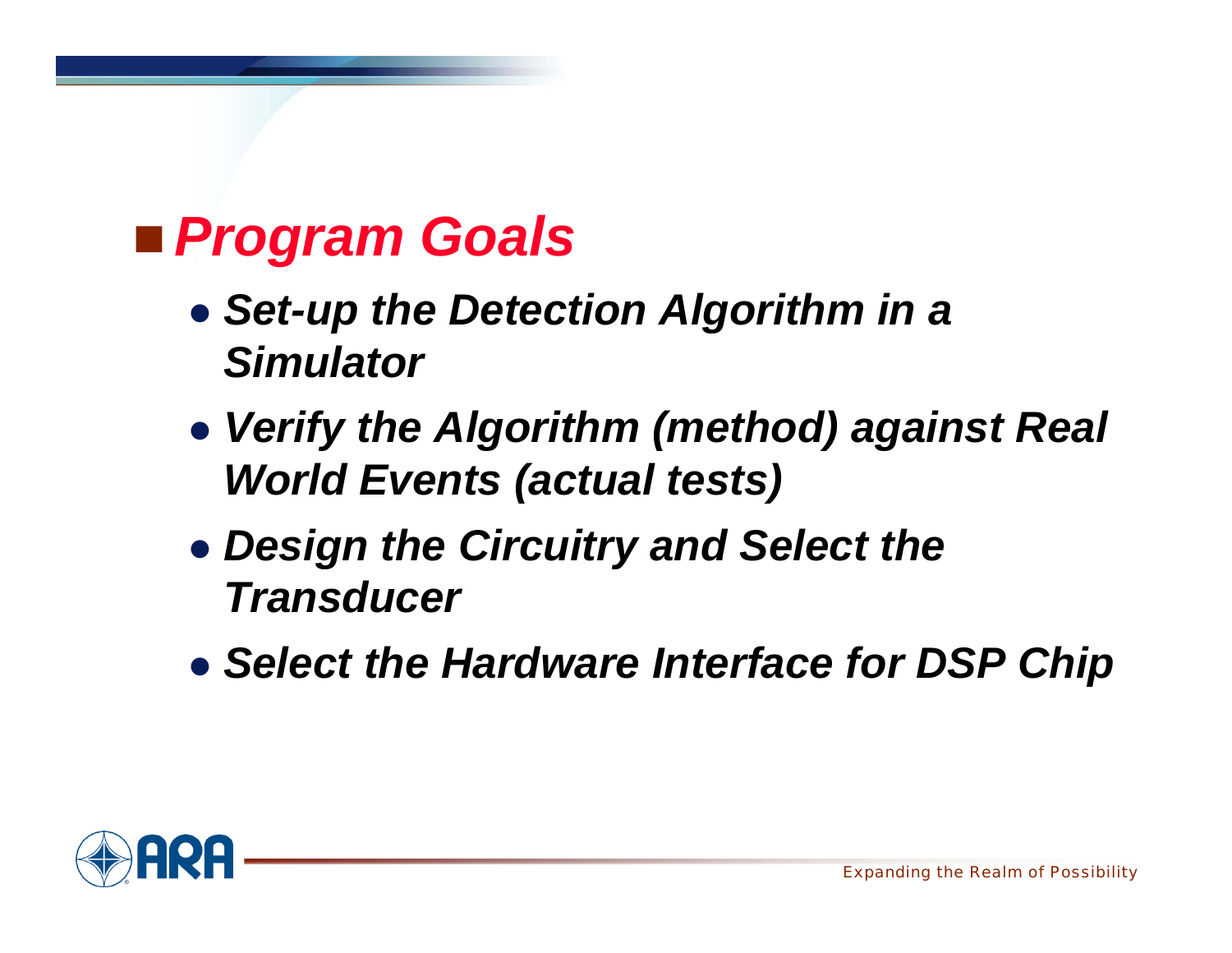## *Program Goals*

- ***Set-up the Detection Algorithm in a Simulator***
- ***Verify the Algorithm (method) against Real World Events (actual tests)***
- ***Design the Circuitry and Select the Transducer***
- ***Select the Hardware Interface for DSP Chip***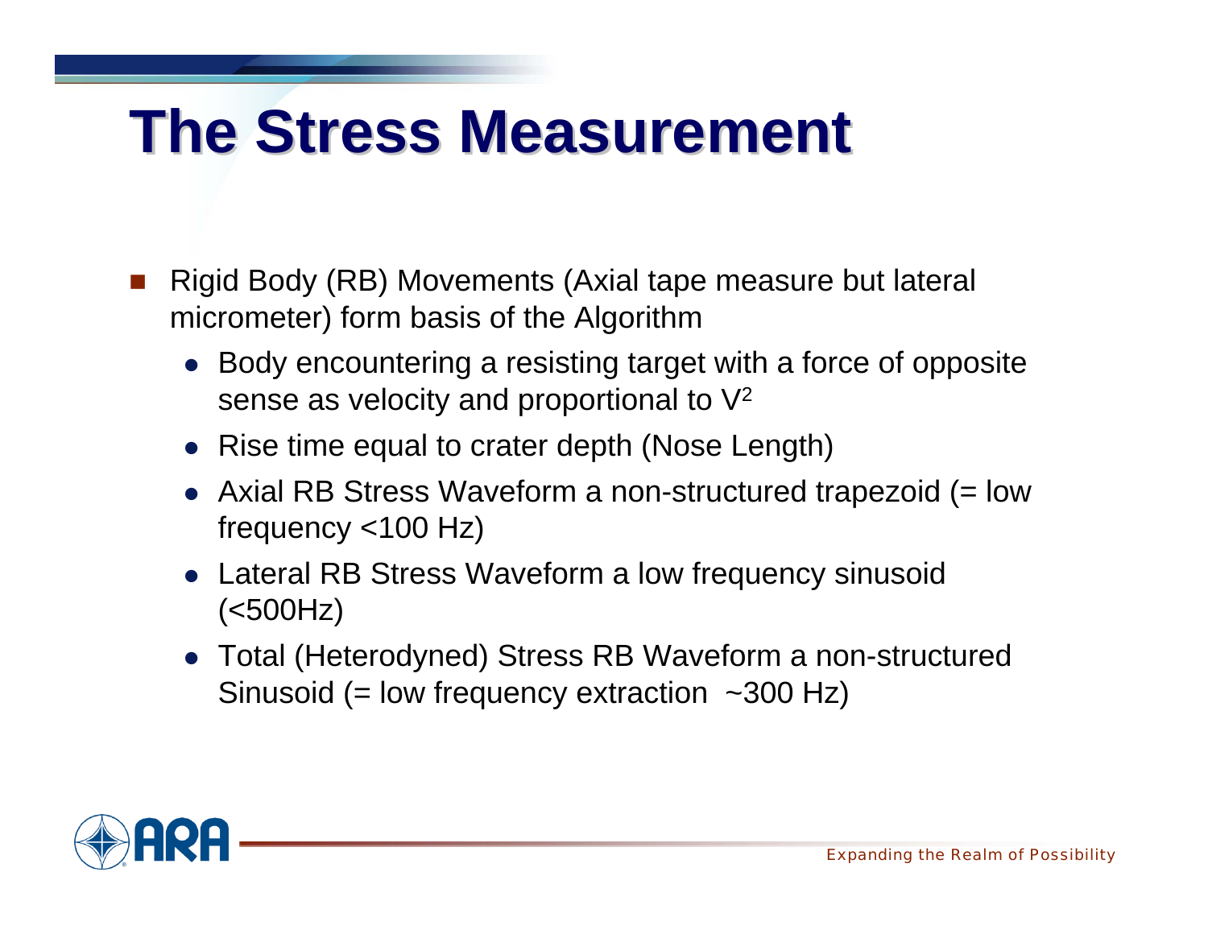# The Stress Measurement

- Rigid Body (RB) Movements (Axial tape measure but lateral micrometer) form basis of the Algorithm
  - Body encountering a resisting target with a force of opposite sense as velocity and proportional to $V^2$
  - Rise time equal to crater depth (Nose Length)
  - Axial RB Stress Waveform a non-structured trapezoid (= low frequency <100 Hz)
  - Lateral RB Stress Waveform a low frequency sinusoid (<500Hz)
  - Total (Heterodyned) Stress RB Waveform a non-structured Sinusoid (= low frequency extraction ~300 Hz)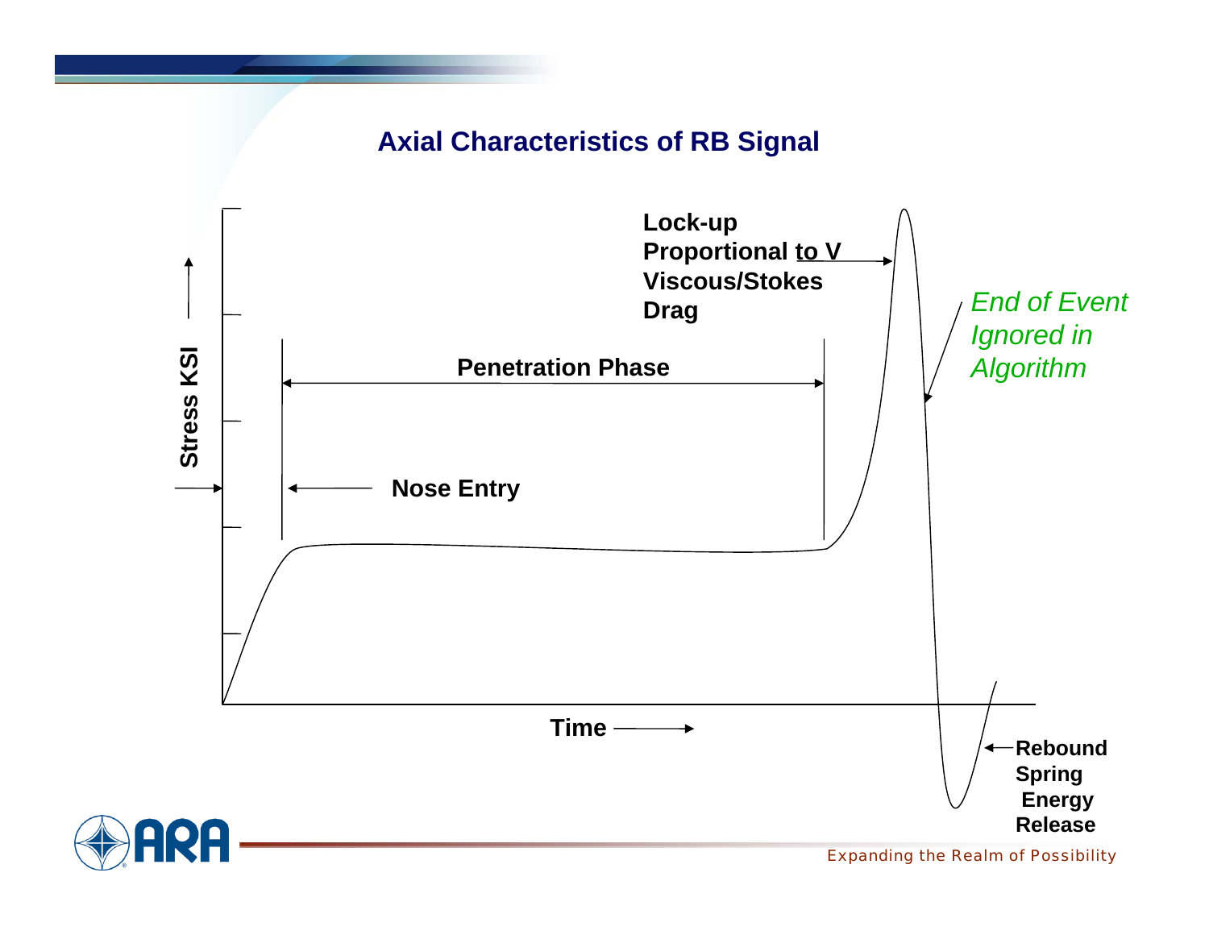## Axial Characteristics of RB Signal

**Lock-up Proportional to V Viscous/Stokes Drag**

*End of Event Ignored in Algorithm*

**Penetration Phase**

**Stress KSI**

**Nose Entry**

**Time**

**Rebound Spring Energy Release**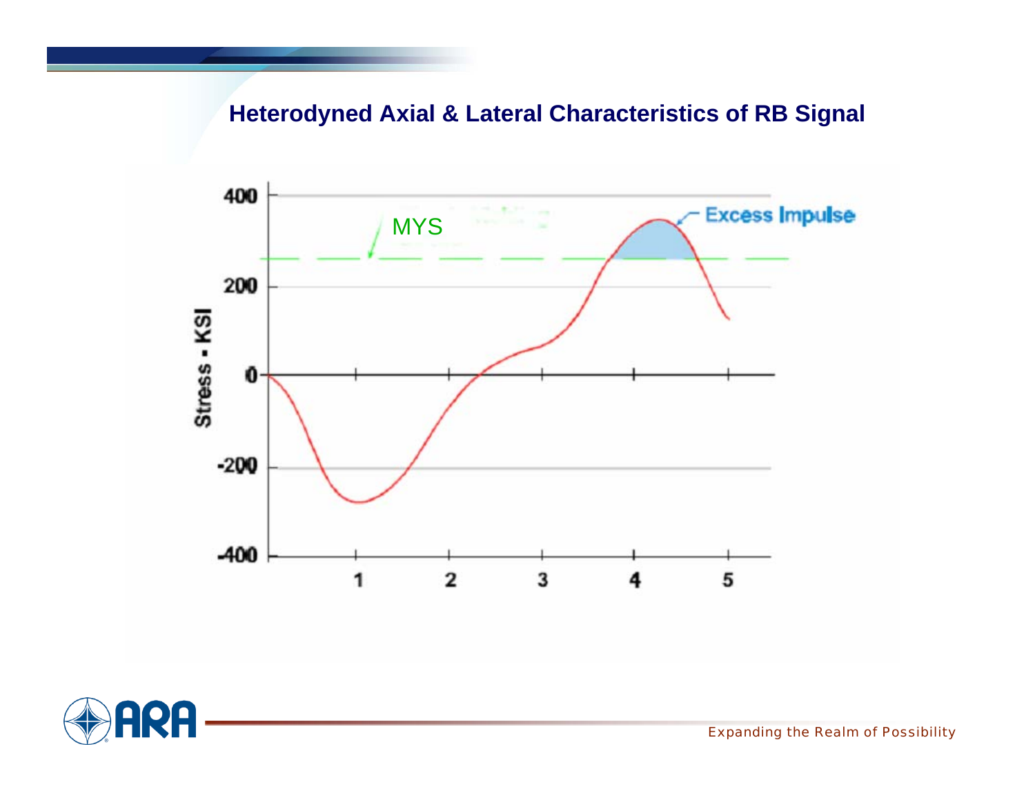## Heterodyned Axial & Lateral Characteristics of RB Signal

MYS

Excess Impulse

Stress - KSI

400

200

0

-200

-400

1 2 3 4 5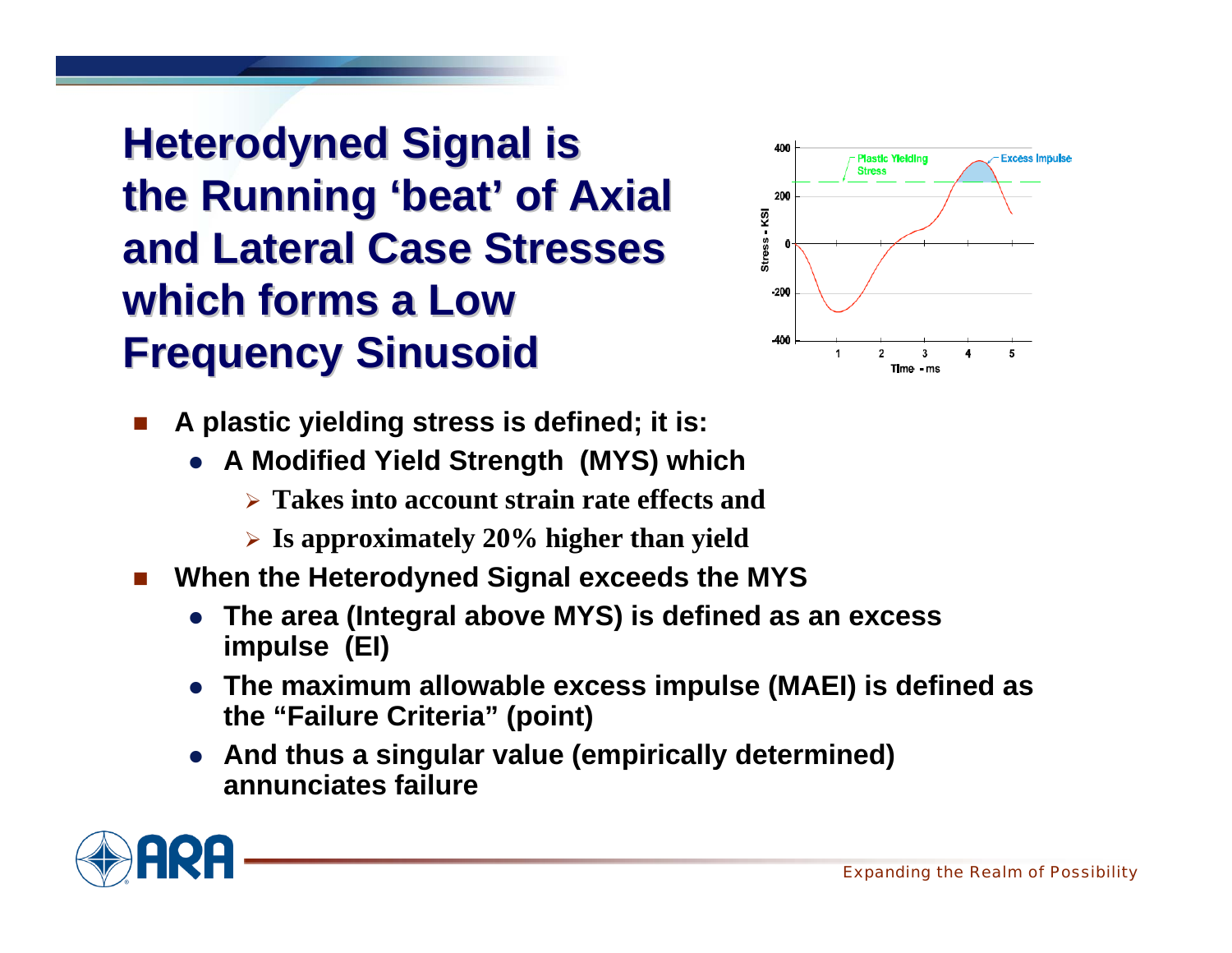# Heterodyned Signal is the Running 'beat' of Axial and Lateral Case Stresses which forms a Low Frequency Sinusoid

- **A plastic yielding stress is defined; it is:**
  - **A Modified Yield Strength (MYS) which**
    - **Takes into account strain rate effects and**
    - **Is approximately 20% higher than yield**
- **When the Heterodyned Signal exceeds the MYS**
  - **The area (Integral above MYS) is defined as an excess impulse (EI)**
  - **The maximum allowable excess impulse (MAEI) is defined as the "Failure Criteria" (point)**
  - **And thus a singular value (empirically determined) annunciates failure**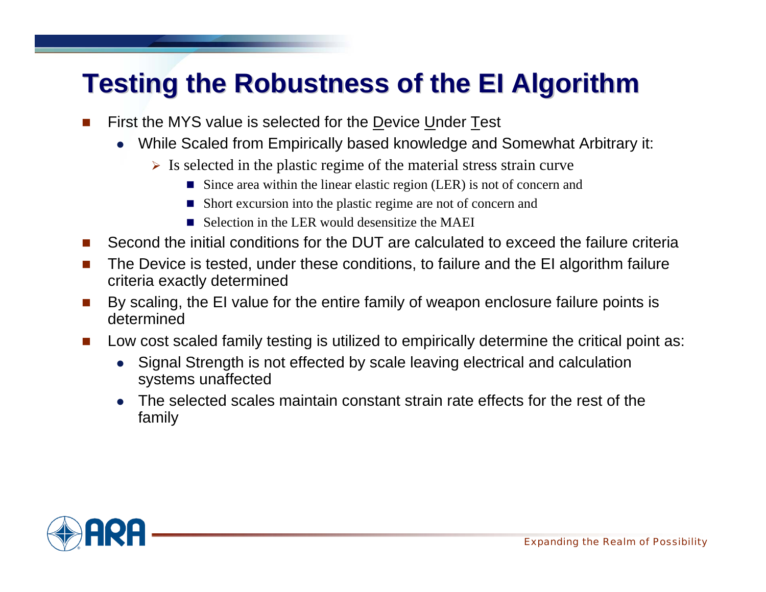# Testing the Robustness of the EI Algorithm

- First the MYS value is selected for the Device Under Test
  - While Scaled from Empirically based knowledge and Somewhat Arbitrary it:
    - Is selected in the plastic regime of the material stress strain curve
      - Since area within the linear elastic region (LER) is not of concern and
      - Short excursion into the plastic regime are not of concern and
      - Selection in the LER would desensitize the MAEI
- Second the initial conditions for the DUT are calculated to exceed the failure criteria
- The Device is tested, under these conditions, to failure and the EI algorithm failure criteria exactly determined
- By scaling, the EI value for the entire family of weapon enclosure failure points is determined
- Low cost scaled family testing is utilized to empirically determine the critical point as:
  - Signal Strength is not effected by scale leaving electrical and calculation systems unaffected
  - The selected scales maintain constant strain rate effects for the rest of the family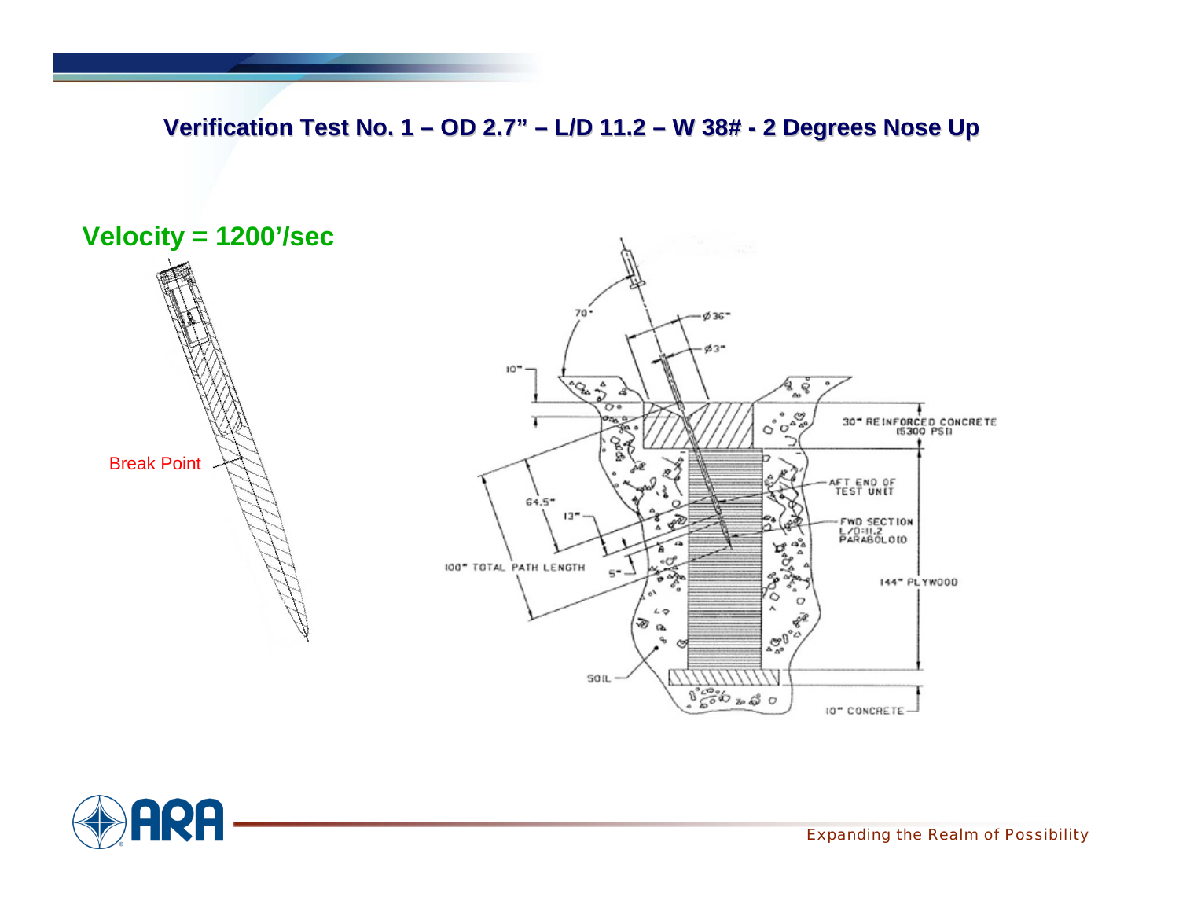## Verification Test No. 1 – OD 2.7" – L/D 11.2 – W 38# - 2 Degrees Nose Up

**Velocity = 1200'/sec**

Break Point

70°

Ø 36"

Ø 3"

10"

30" REINFORCED CONCRETE 15300 PSI

64.5"

13"

AFT END OF TEST UNIT

FWD SECTION L/D=11.2 PARABOLOID

5"

100" TOTAL PATH LENGTH

144" PLYWOOD

SOIL

10" CONCRETE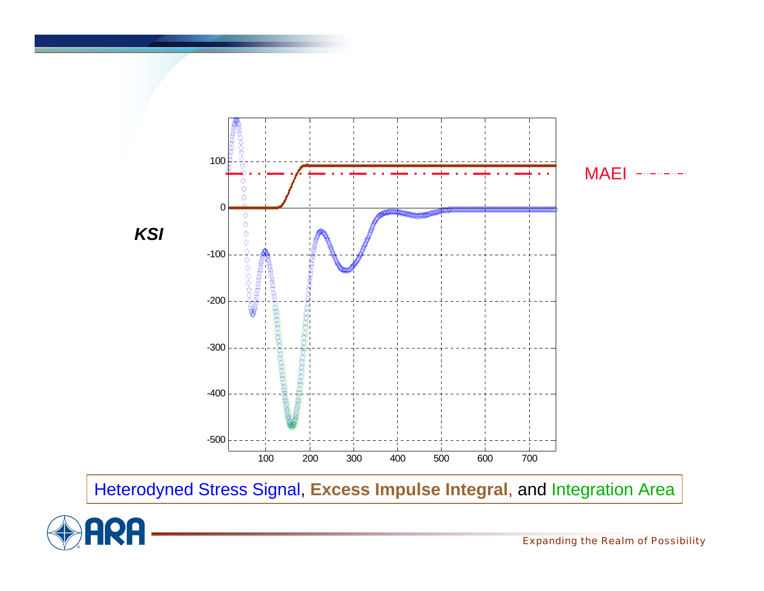KSI

MAEI

Heterodyned Stress Signal, **Excess Impulse Integral**, and Integration Area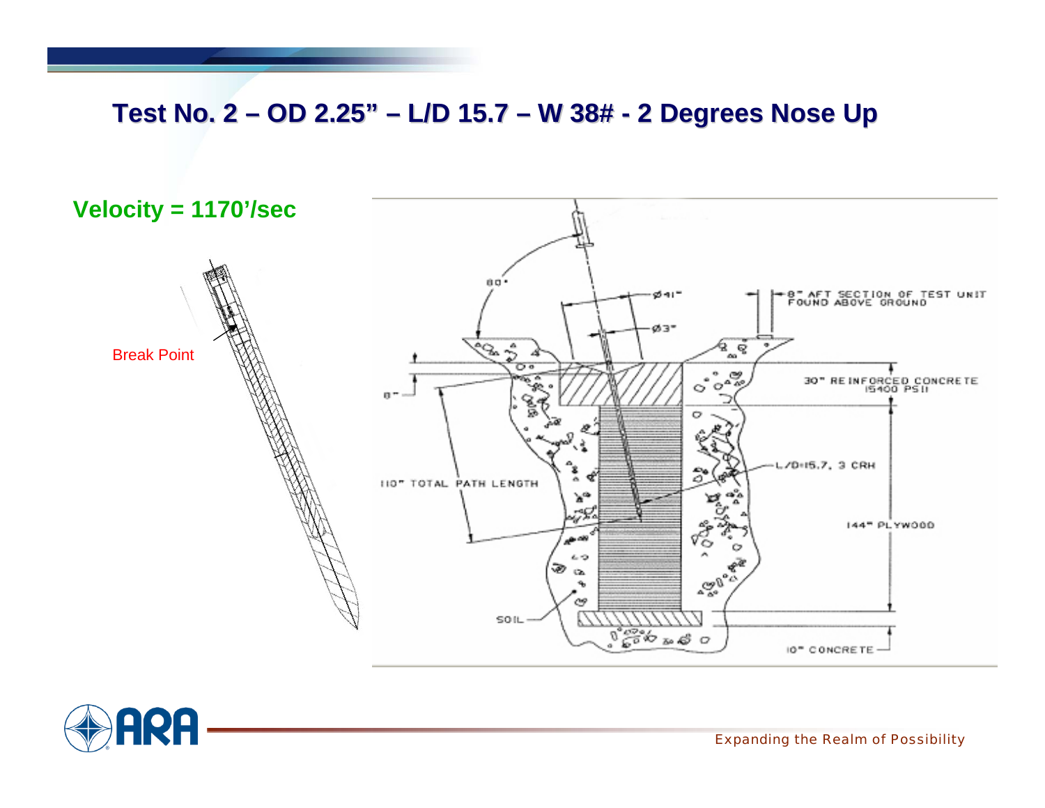# Test No. 2 – OD 2.25” – L/D 15.7 – W 38# - 2 Degrees Nose Up

**Velocity = 1170’/sec**

Break Point

80°

Ø41"

Ø3"

8" AFT SECTION OF TEST UNIT FOUND ABOVE GROUND

8"

30" REINFORCED CONCRETE 15400 PSI

110" TOTAL PATH LENGTH

L/D=15.7, 3 CRH

144" PLYWOOD

SOIL

10" CONCRETE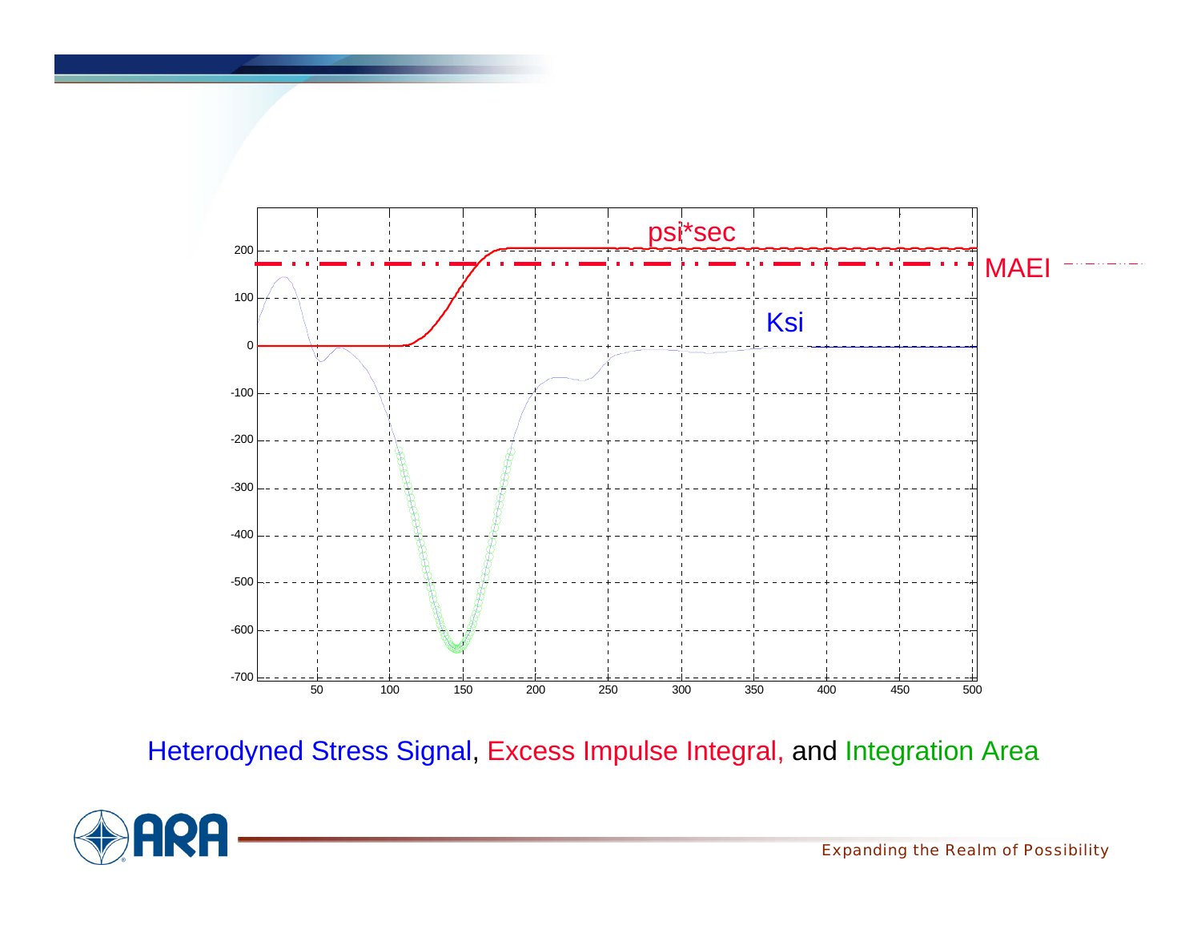psi*sec

MAEI

Ksi

Heterodyned Stress Signal, Excess Impulse Integral, and Integration Area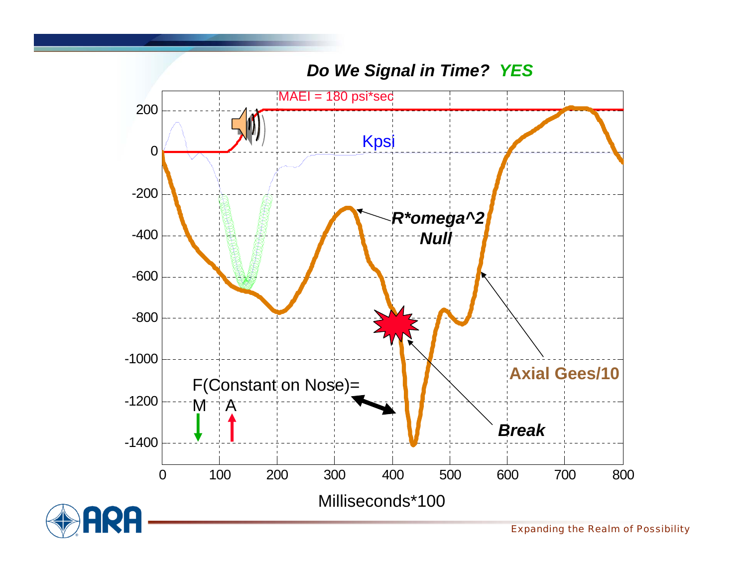## *Do We Signal in Time?* ***YES***

MAEI = 180 psi*sec

Kpsi

***R*omega^2 Null***

**Axial Gees/10**

F(Constant on Nose)= M A

***Break***

Milliseconds*100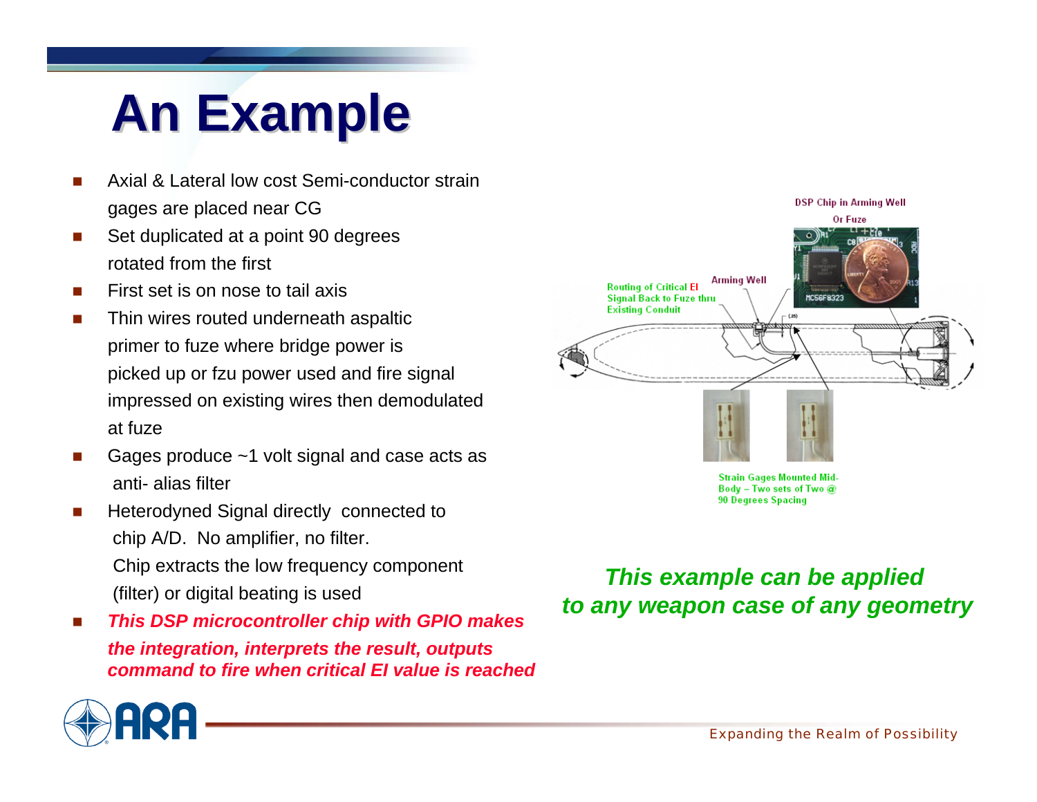# An Example

- Axial & Lateral low cost Semi-conductor strain gages are placed near CG
- Set duplicated at a point 90 degrees rotated from the first
- First set is on nose to tail axis
- Thin wires routed underneath aspaltic primer to fuze where bridge power is picked up or fzu power used and fire signal impressed on existing wires then demodulated at fuze
- Gages produce ~1 volt signal and case acts as anti- alias filter
- Heterodyned Signal directly connected to chip A/D. No amplifier, no filter. Chip extracts the low frequency component (filter) or digital beating is used
- ***This DSP microcontroller chip with GPIO makes the integration, interprets the result, outputs command to fire when critical EI value is reached***

DSP Chip in Arming Well Or Fuze

Arming Well

Routing of Critical EI Signal Back to Fuze thru Existing Conduit

Strain Gages Mounted Mid-Body – Two sets of Two @ 90 Degrees Spacing

***This example can be applied to any weapon case of any geometry***

Expanding the Realm of Possibility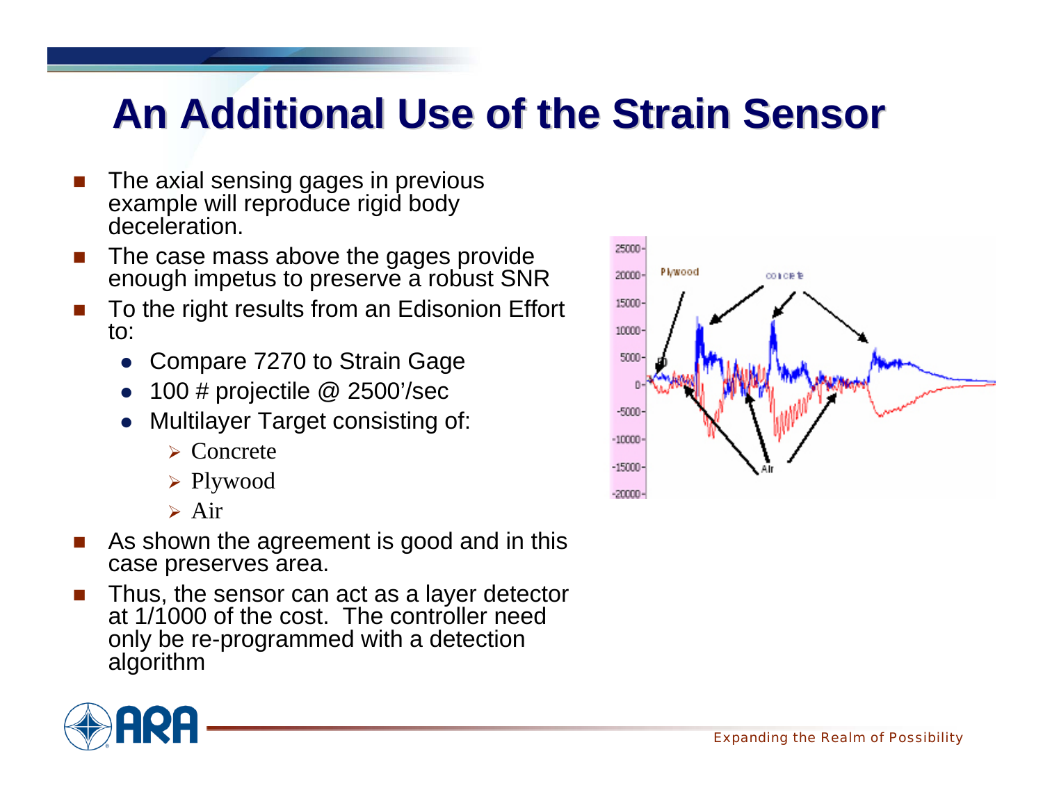# An Additional Use of the Strain Sensor

- The axial sensing gages in previous example will reproduce rigid body deceleration.
- The case mass above the gages provide enough impetus to preserve a robust SNR
- To the right results from an Edisonion Effort to:
  - Compare 7270 to Strain Gage
  - 100 # projectile @ 2500'/sec
  - Multilayer Target consisting of:
    - Concrete
    - Plywood
    - Air
- As shown the agreement is good and in this case preserves area.
- Thus, the sensor can act as a layer detector at 1/1000 of the cost. The controller need only be re-programmed with a detection algorithm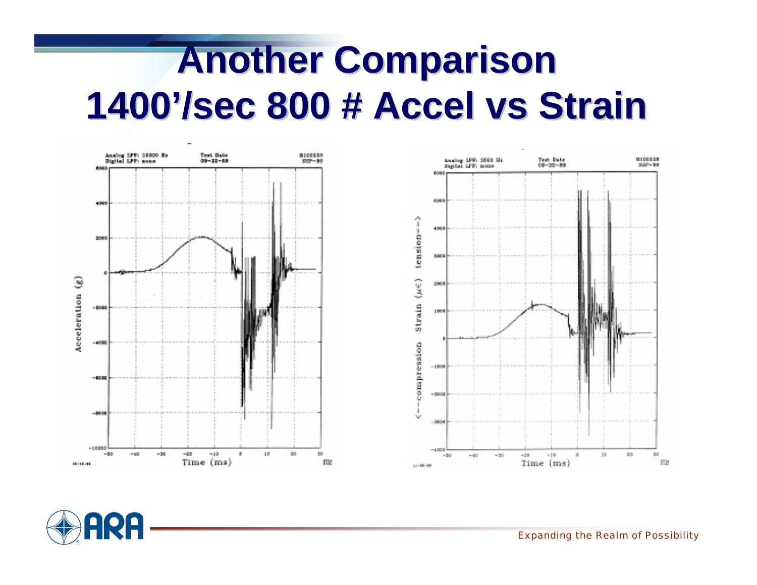# Another Comparison 1400'/sec 800 # Accel vs Strain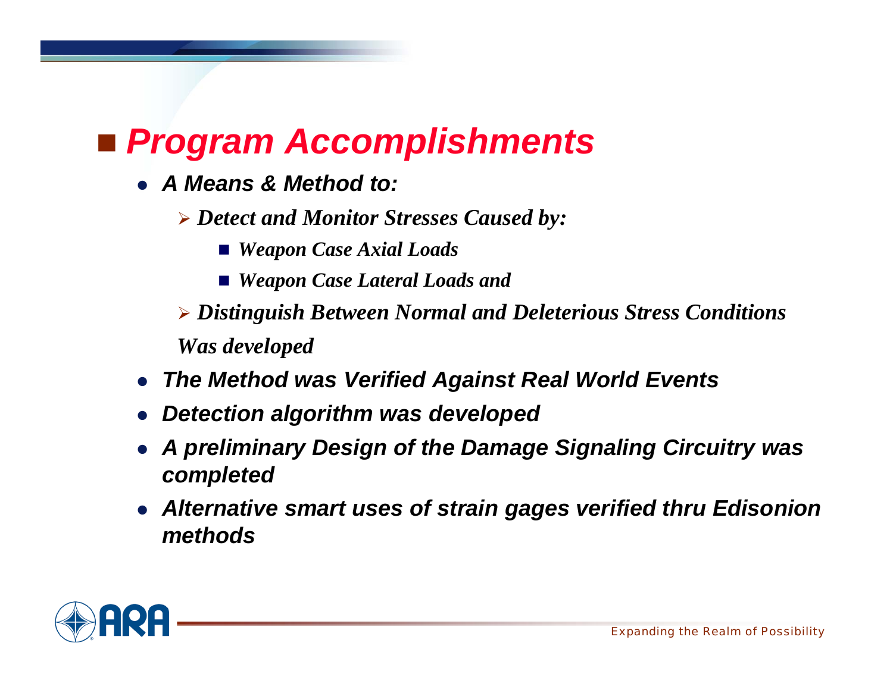## *Program Accomplishments*

- ***A Means & Method to:***
  - ***Detect and Monitor Stresses Caused by:***
    - ***Weapon Case Axial Loads***
    - ***Weapon Case Lateral Loads and***
  - ***Distinguish Between Normal and Deleterious Stress Conditions***

  ***Was developed***
- ***The Method was Verified Against Real World Events***
- ***Detection algorithm was developed***
- ***A preliminary Design of the Damage Signaling Circuitry was completed***
- ***Alternative smart uses of strain gages verified thru Edisonion methods***